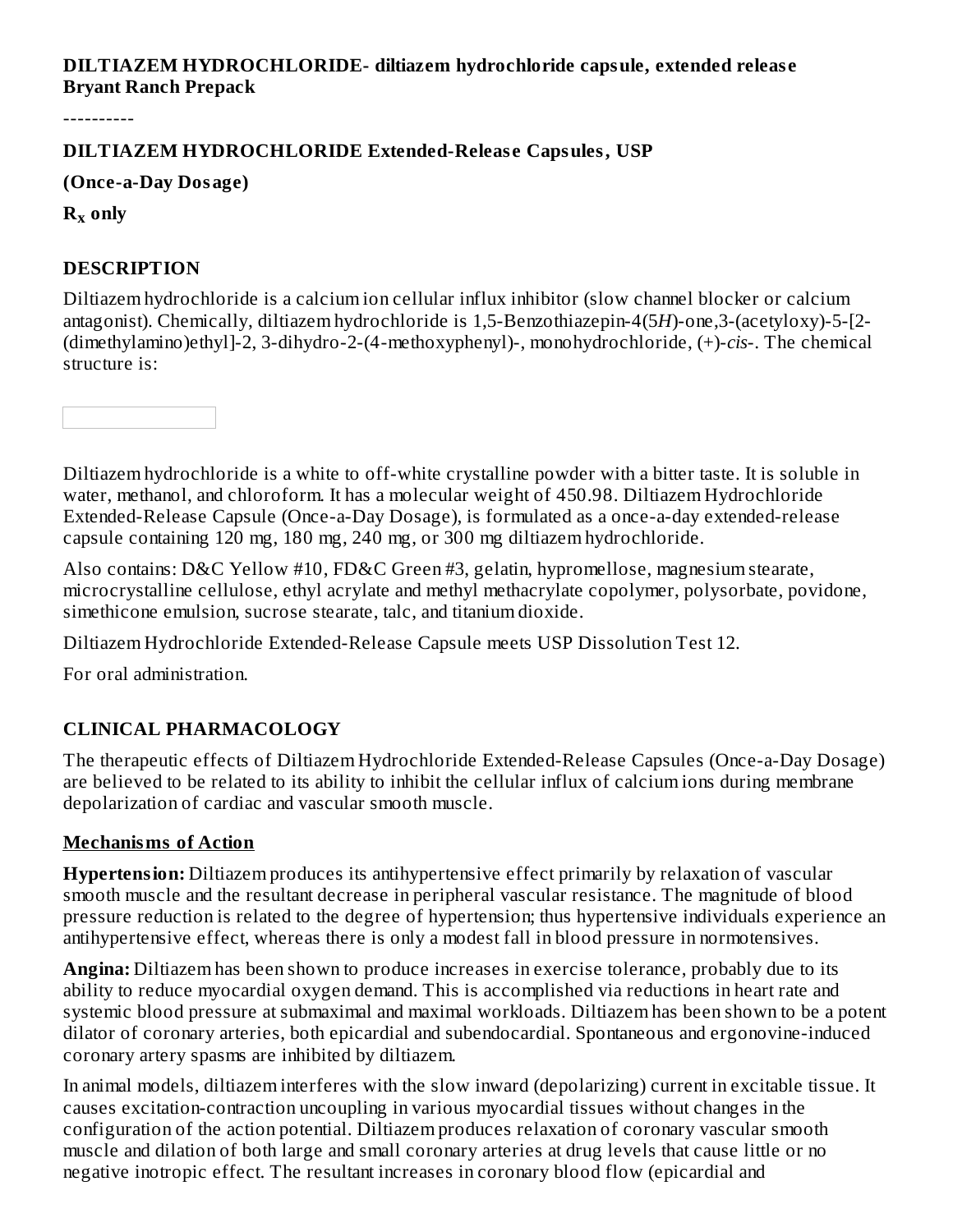**DILTIAZEM HYDROCHLORIDE- diltiazem hydrochloride capsule, extended release**
**Bryant Ranch Prepack**

----------

**DILTIAZEM HYDROCHLORIDE Extended-Release Capsules, USP**

**(Once-a-Day Dosage)**

**$R_X$ only**

## DESCRIPTION

Diltiazem hydrochloride is a calcium ion cellular influx inhibitor (slow channel blocker or calcium antagonist). Chemically, diltiazem hydrochloride is 1,5-Benzothiazepin-4(5*H*)-one,3-(acetyloxy)-5-[2-(dimethylamino)ethyl]-2, 3-dihydro-2-(4-methoxyphenyl)-, monohydrochloride, (+)-*cis*-. The chemical structure is:

Diltiazem hydrochloride is a white to off-white crystalline powder with a bitter taste. It is soluble in water, methanol, and chloroform. It has a molecular weight of 450.98. Diltiazem Hydrochloride Extended-Release Capsule (Once-a-Day Dosage), is formulated as a once-a-day extended-release capsule containing 120 mg, 180 mg, 240 mg, or 300 mg diltiazem hydrochloride.

Also contains: D&C Yellow #10, FD&C Green #3, gelatin, hypromellose, magnesium stearate, microcrystalline cellulose, ethyl acrylate and methyl methacrylate copolymer, polysorbate, povidone, simethicone emulsion, sucrose stearate, talc, and titanium dioxide.

Diltiazem Hydrochloride Extended-Release Capsule meets USP Dissolution Test 12.

For oral administration.

## CLINICAL PHARMACOLOGY

The therapeutic effects of Diltiazem Hydrochloride Extended-Release Capsules (Once-a-Day Dosage) are believed to be related to its ability to inhibit the cellular influx of calcium ions during membrane depolarization of cardiac and vascular smooth muscle.

### Mechanisms of Action

**Hypertension:** Diltiazem produces its antihypertensive effect primarily by relaxation of vascular smooth muscle and the resultant decrease in peripheral vascular resistance. The magnitude of blood pressure reduction is related to the degree of hypertension; thus hypertensive individuals experience an antihypertensive effect, whereas there is only a modest fall in blood pressure in normotensives.

**Angina:** Diltiazem has been shown to produce increases in exercise tolerance, probably due to its ability to reduce myocardial oxygen demand. This is accomplished via reductions in heart rate and systemic blood pressure at submaximal and maximal workloads. Diltiazem has been shown to be a potent dilator of coronary arteries, both epicardial and subendocardial. Spontaneous and ergonovine-induced coronary artery spasms are inhibited by diltiazem.

In animal models, diltiazem interferes with the slow inward (depolarizing) current in excitable tissue. It causes excitation-contraction uncoupling in various myocardial tissues without changes in the configuration of the action potential. Diltiazem produces relaxation of coronary vascular smooth muscle and dilation of both large and small coronary arteries at drug levels that cause little or no negative inotropic effect. The resultant increases in coronary blood flow (epicardial and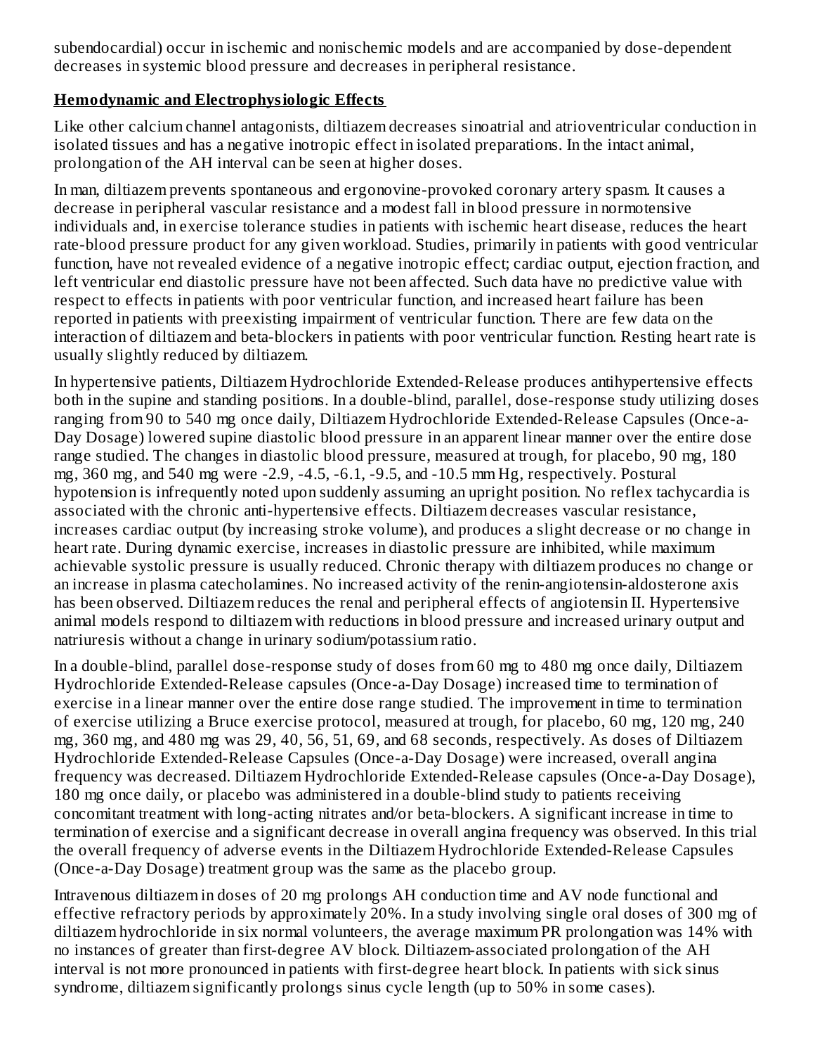subendocardial) occur in ischemic and nonischemic models and are accompanied by dose-dependent decreases in systemic blood pressure and decreases in peripheral resistance.

## Hemodynamic and Electrophysiologic Effects

Like other calcium channel antagonists, diltiazem decreases sinoatrial and atrioventricular conduction in isolated tissues and has a negative inotropic effect in isolated preparations. In the intact animal, prolongation of the AH interval can be seen at higher doses.

In man, diltiazem prevents spontaneous and ergonovine-provoked coronary artery spasm. It causes a decrease in peripheral vascular resistance and a modest fall in blood pressure in normotensive individuals and, in exercise tolerance studies in patients with ischemic heart disease, reduces the heart rate-blood pressure product for any given workload. Studies, primarily in patients with good ventricular function, have not revealed evidence of a negative inotropic effect; cardiac output, ejection fraction, and left ventricular end diastolic pressure have not been affected. Such data have no predictive value with respect to effects in patients with poor ventricular function, and increased heart failure has been reported in patients with preexisting impairment of ventricular function. There are few data on the interaction of diltiazem and beta-blockers in patients with poor ventricular function. Resting heart rate is usually slightly reduced by diltiazem.

In hypertensive patients, Diltiazem Hydrochloride Extended-Release produces antihypertensive effects both in the supine and standing positions. In a double-blind, parallel, dose-response study utilizing doses ranging from 90 to 540 mg once daily, Diltiazem Hydrochloride Extended-Release Capsules (Once-a-Day Dosage) lowered supine diastolic blood pressure in an apparent linear manner over the entire dose range studied. The changes in diastolic blood pressure, measured at trough, for placebo, 90 mg, 180 mg, 360 mg, and 540 mg were -2.9, -4.5, -6.1, -9.5, and -10.5 mm Hg, respectively. Postural hypotension is infrequently noted upon suddenly assuming an upright position. No reflex tachycardia is associated with the chronic anti-hypertensive effects. Diltiazem decreases vascular resistance, increases cardiac output (by increasing stroke volume), and produces a slight decrease or no change in heart rate. During dynamic exercise, increases in diastolic pressure are inhibited, while maximum achievable systolic pressure is usually reduced. Chronic therapy with diltiazem produces no change or an increase in plasma catecholamines. No increased activity of the renin-angiotensin-aldosterone axis has been observed. Diltiazem reduces the renal and peripheral effects of angiotensin II. Hypertensive animal models respond to diltiazem with reductions in blood pressure and increased urinary output and natriuresis without a change in urinary sodium/potassium ratio.

In a double-blind, parallel dose-response study of doses from 60 mg to 480 mg once daily, Diltiazem Hydrochloride Extended-Release capsules (Once-a-Day Dosage) increased time to termination of exercise in a linear manner over the entire dose range studied. The improvement in time to termination of exercise utilizing a Bruce exercise protocol, measured at trough, for placebo, 60 mg, 120 mg, 240 mg, 360 mg, and 480 mg was 29, 40, 56, 51, 69, and 68 seconds, respectively. As doses of Diltiazem Hydrochloride Extended-Release Capsules (Once-a-Day Dosage) were increased, overall angina frequency was decreased. Diltiazem Hydrochloride Extended-Release capsules (Once-a-Day Dosage), 180 mg once daily, or placebo was administered in a double-blind study to patients receiving concomitant treatment with long-acting nitrates and/or beta-blockers. A significant increase in time to termination of exercise and a significant decrease in overall angina frequency was observed. In this trial the overall frequency of adverse events in the Diltiazem Hydrochloride Extended-Release Capsules (Once-a-Day Dosage) treatment group was the same as the placebo group.

Intravenous diltiazem in doses of 20 mg prolongs AH conduction time and AV node functional and effective refractory periods by approximately 20%. In a study involving single oral doses of 300 mg of diltiazem hydrochloride in six normal volunteers, the average maximum PR prolongation was 14% with no instances of greater than first-degree AV block. Diltiazem-associated prolongation of the AH interval is not more pronounced in patients with first-degree heart block. In patients with sick sinus syndrome, diltiazem significantly prolongs sinus cycle length (up to 50% in some cases).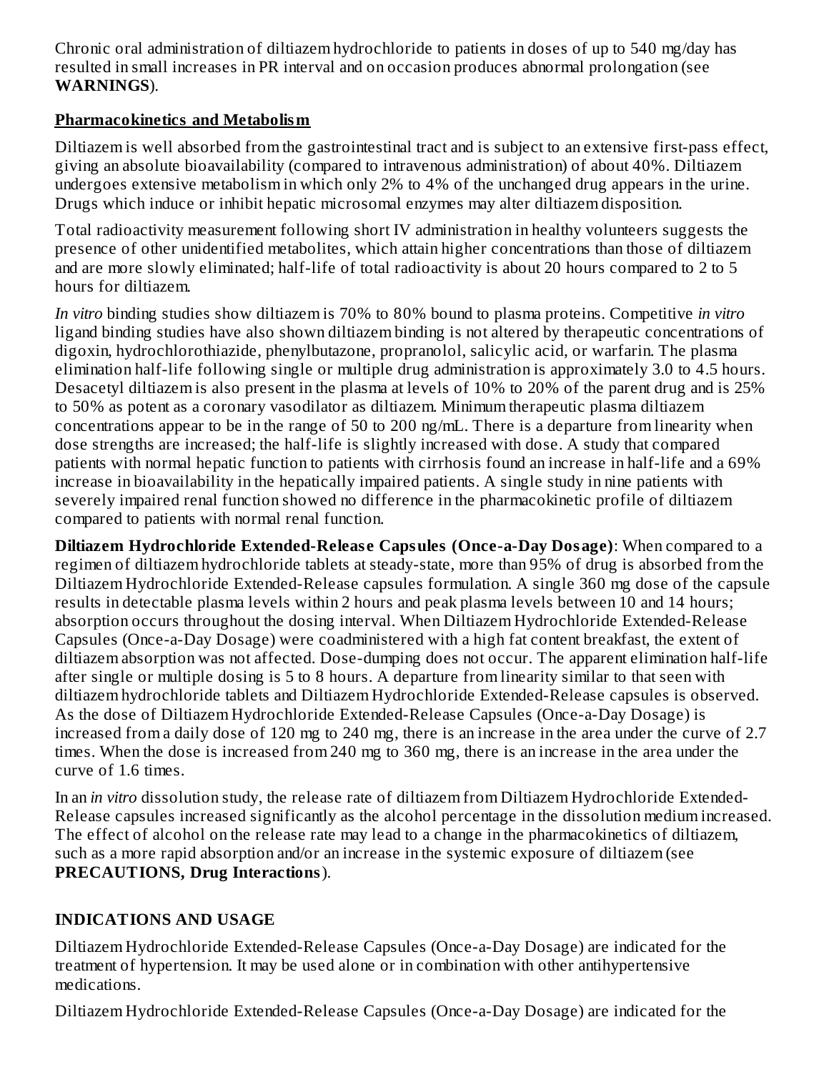Chronic oral administration of diltiazem hydrochloride to patients in doses of up to 540 mg/day has resulted in small increases in PR interval and on occasion produces abnormal prolongation (see **WARNINGS**).

## Pharmacokinetics and Metabolism

Diltiazem is well absorbed from the gastrointestinal tract and is subject to an extensive first-pass effect, giving an absolute bioavailability (compared to intravenous administration) of about 40%. Diltiazem undergoes extensive metabolism in which only 2% to 4% of the unchanged drug appears in the urine. Drugs which induce or inhibit hepatic microsomal enzymes may alter diltiazem disposition.

Total radioactivity measurement following short IV administration in healthy volunteers suggests the presence of other unidentified metabolites, which attain higher concentrations than those of diltiazem and are more slowly eliminated; half-life of total radioactivity is about 20 hours compared to 2 to 5 hours for diltiazem.

*In vitro* binding studies show diltiazem is 70% to 80% bound to plasma proteins. Competitive *in vitro* ligand binding studies have also shown diltiazem binding is not altered by therapeutic concentrations of digoxin, hydrochlorothiazide, phenylbutazone, propranolol, salicylic acid, or warfarin. The plasma elimination half-life following single or multiple drug administration is approximately 3.0 to 4.5 hours. Desacetyl diltiazem is also present in the plasma at levels of 10% to 20% of the parent drug and is 25% to 50% as potent as a coronary vasodilator as diltiazem. Minimum therapeutic plasma diltiazem concentrations appear to be in the range of 50 to 200 ng/mL. There is a departure from linearity when dose strengths are increased; the half-life is slightly increased with dose. A study that compared patients with normal hepatic function to patients with cirrhosis found an increase in half-life and a 69% increase in bioavailability in the hepatically impaired patients. A single study in nine patients with severely impaired renal function showed no difference in the pharmacokinetic profile of diltiazem compared to patients with normal renal function.

**Diltiazem Hydrochloride Extended-Release Capsules (Once-a-Day Dosage)**: When compared to a regimen of diltiazem hydrochloride tablets at steady-state, more than 95% of drug is absorbed from the Diltiazem Hydrochloride Extended-Release capsules formulation. A single 360 mg dose of the capsule results in detectable plasma levels within 2 hours and peak plasma levels between 10 and 14 hours; absorption occurs throughout the dosing interval. When Diltiazem Hydrochloride Extended-Release Capsules (Once-a-Day Dosage) were coadministered with a high fat content breakfast, the extent of diltiazem absorption was not affected. Dose-dumping does not occur. The apparent elimination half-life after single or multiple dosing is 5 to 8 hours. A departure from linearity similar to that seen with diltiazem hydrochloride tablets and Diltiazem Hydrochloride Extended-Release capsules is observed. As the dose of Diltiazem Hydrochloride Extended-Release Capsules (Once-a-Day Dosage) is increased from a daily dose of 120 mg to 240 mg, there is an increase in the area under the curve of 2.7 times. When the dose is increased from 240 mg to 360 mg, there is an increase in the area under the curve of 1.6 times.

In an *in vitro* dissolution study, the release rate of diltiazem from Diltiazem Hydrochloride Extended-Release capsules increased significantly as the alcohol percentage in the dissolution medium increased. The effect of alcohol on the release rate may lead to a change in the pharmacokinetics of diltiazem, such as a more rapid absorption and/or an increase in the systemic exposure of diltiazem (see **PRECAUTIONS, Drug Interactions**).

## INDICATIONS AND USAGE

Diltiazem Hydrochloride Extended-Release Capsules (Once-a-Day Dosage) are indicated for the treatment of hypertension. It may be used alone or in combination with other antihypertensive medications.

Diltiazem Hydrochloride Extended-Release Capsules (Once-a-Day Dosage) are indicated for the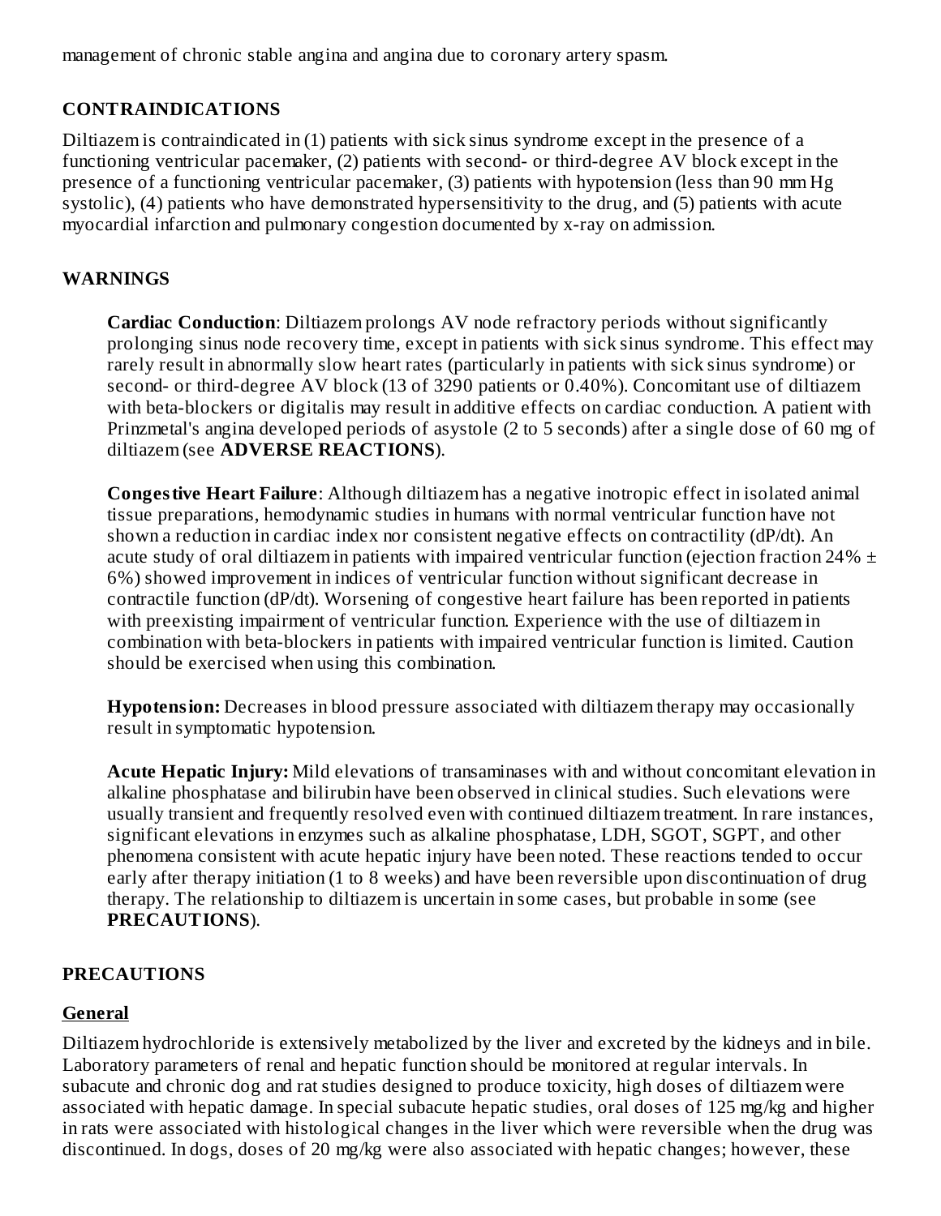management of chronic stable angina and angina due to coronary artery spasm.

## CONTRAINDICATIONS

Diltiazem is contraindicated in (1) patients with sick sinus syndrome except in the presence of a functioning ventricular pacemaker, (2) patients with second- or third-degree AV block except in the presence of a functioning ventricular pacemaker, (3) patients with hypotension (less than 90 mm Hg systolic), (4) patients who have demonstrated hypersensitivity to the drug, and (5) patients with acute myocardial infarction and pulmonary congestion documented by x-ray on admission.

## WARNINGS

**Cardiac Conduction**: Diltiazem prolongs AV node refractory periods without significantly prolonging sinus node recovery time, except in patients with sick sinus syndrome. This effect may rarely result in abnormally slow heart rates (particularly in patients with sick sinus syndrome) or second- or third-degree AV block (13 of 3290 patients or 0.40%). Concomitant use of diltiazem with beta-blockers or digitalis may result in additive effects on cardiac conduction. A patient with Prinzmetal's angina developed periods of asystole (2 to 5 seconds) after a single dose of 60 mg of diltiazem (see **ADVERSE REACTIONS**).

**Congestive Heart Failure**: Although diltiazem has a negative inotropic effect in isolated animal tissue preparations, hemodynamic studies in humans with normal ventricular function have not shown a reduction in cardiac index nor consistent negative effects on contractility (dP/dt). An acute study of oral diltiazem in patients with impaired ventricular function (ejection fraction 24% ± 6%) showed improvement in indices of ventricular function without significant decrease in contractile function (dP/dt). Worsening of congestive heart failure has been reported in patients with preexisting impairment of ventricular function. Experience with the use of diltiazem in combination with beta-blockers in patients with impaired ventricular function is limited. Caution should be exercised when using this combination.

**Hypotension:** Decreases in blood pressure associated with diltiazem therapy may occasionally result in symptomatic hypotension.

**Acute Hepatic Injury:** Mild elevations of transaminases with and without concomitant elevation in alkaline phosphatase and bilirubin have been observed in clinical studies. Such elevations were usually transient and frequently resolved even with continued diltiazem treatment. In rare instances, significant elevations in enzymes such as alkaline phosphatase, LDH, SGOT, SGPT, and other phenomena consistent with acute hepatic injury have been noted. These reactions tended to occur early after therapy initiation (1 to 8 weeks) and have been reversible upon discontinuation of drug therapy. The relationship to diltiazem is uncertain in some cases, but probable in some (see **PRECAUTIONS**).

## PRECAUTIONS

### General

Diltiazem hydrochloride is extensively metabolized by the liver and excreted by the kidneys and in bile. Laboratory parameters of renal and hepatic function should be monitored at regular intervals. In subacute and chronic dog and rat studies designed to produce toxicity, high doses of diltiazem were associated with hepatic damage. In special subacute hepatic studies, oral doses of 125 mg/kg and higher in rats were associated with histological changes in the liver which were reversible when the drug was discontinued. In dogs, doses of 20 mg/kg were also associated with hepatic changes; however, these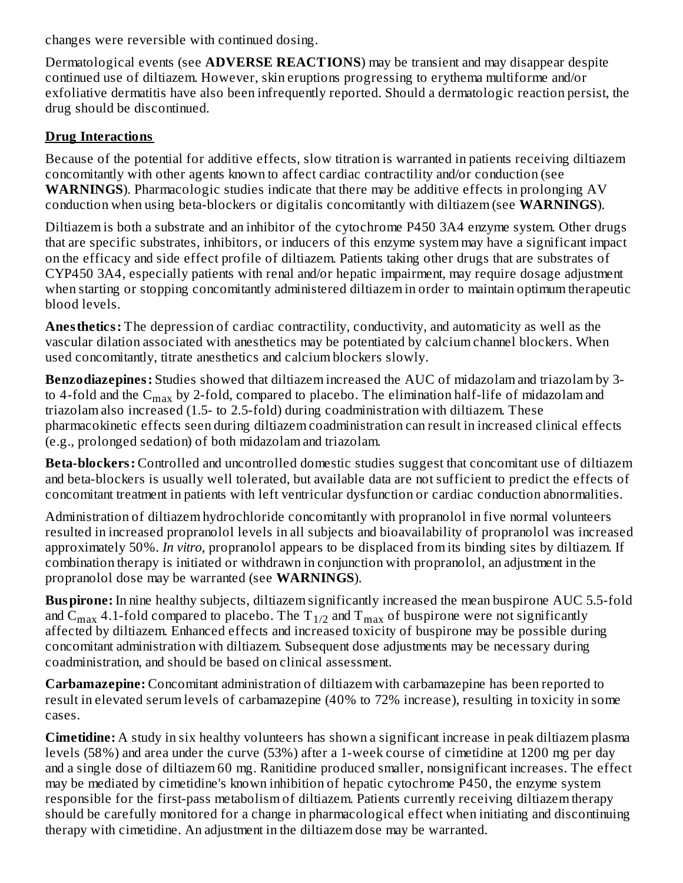changes were reversible with continued dosing.

Dermatological events (see **ADVERSE REACTIONS**) may be transient and may disappear despite continued use of diltiazem. However, skin eruptions progressing to erythema multiforme and/or exfoliative dermatitis have also been infrequently reported. Should a dermatologic reaction persist, the drug should be discontinued.

**Drug Interactions**

Because of the potential for additive effects, slow titration is warranted in patients receiving diltiazem concomitantly with other agents known to affect cardiac contractility and/or conduction (see **WARNINGS**). Pharmacologic studies indicate that there may be additive effects in prolonging AV conduction when using beta-blockers or digitalis concomitantly with diltiazem (see **WARNINGS**).

Diltiazem is both a substrate and an inhibitor of the cytochrome P450 3A4 enzyme system. Other drugs that are specific substrates, inhibitors, or inducers of this enzyme system may have a significant impact on the efficacy and side effect profile of diltiazem. Patients taking other drugs that are substrates of CYP450 3A4, especially patients with renal and/or hepatic impairment, may require dosage adjustment when starting or stopping concomitantly administered diltiazem in order to maintain optimum therapeutic blood levels.

**Anesthetics:** The depression of cardiac contractility, conductivity, and automaticity as well as the vascular dilation associated with anesthetics may be potentiated by calcium channel blockers. When used concomitantly, titrate anesthetics and calcium blockers slowly.

**Benzodiazepines:** Studies showed that diltiazem increased the AUC of midazolam and triazolam by 3- to 4-fold and the $C_{max}$ by 2-fold, compared to placebo. The elimination half-life of midazolam and triazolam also increased (1.5- to 2.5-fold) during coadministration with diltiazem. These pharmacokinetic effects seen during diltiazem coadministration can result in increased clinical effects (e.g., prolonged sedation) of both midazolam and triazolam.

**Beta-blockers:** Controlled and uncontrolled domestic studies suggest that concomitant use of diltiazem and beta-blockers is usually well tolerated, but available data are not sufficient to predict the effects of concomitant treatment in patients with left ventricular dysfunction or cardiac conduction abnormalities.

Administration of diltiazem hydrochloride concomitantly with propranolol in five normal volunteers resulted in increased propranolol levels in all subjects and bioavailability of propranolol was increased approximately 50%. *In vitro*, propranolol appears to be displaced from its binding sites by diltiazem. If combination therapy is initiated or withdrawn in conjunction with propranolol, an adjustment in the propranolol dose may be warranted (see **WARNINGS**).

**Buspirone:** In nine healthy subjects, diltiazem significantly increased the mean buspirone AUC 5.5-fold and $C_{max}$ 4.1-fold compared to placebo. The $T_{1/2}$ and $T_{max}$ of buspirone were not significantly affected by diltiazem. Enhanced effects and increased toxicity of buspirone may be possible during concomitant administration with diltiazem. Subsequent dose adjustments may be necessary during coadministration, and should be based on clinical assessment.

**Carbamazepine:** Concomitant administration of diltiazem with carbamazepine has been reported to result in elevated serum levels of carbamazepine (40% to 72% increase), resulting in toxicity in some cases.

**Cimetidine:** A study in six healthy volunteers has shown a significant increase in peak diltiazem plasma levels (58%) and area under the curve (53%) after a 1-week course of cimetidine at 1200 mg per day and a single dose of diltiazem 60 mg. Ranitidine produced smaller, nonsignificant increases. The effect may be mediated by cimetidine's known inhibition of hepatic cytochrome P450, the enzyme system responsible for the first-pass metabolism of diltiazem. Patients currently receiving diltiazem therapy should be carefully monitored for a change in pharmacological effect when initiating and discontinuing therapy with cimetidine. An adjustment in the diltiazem dose may be warranted.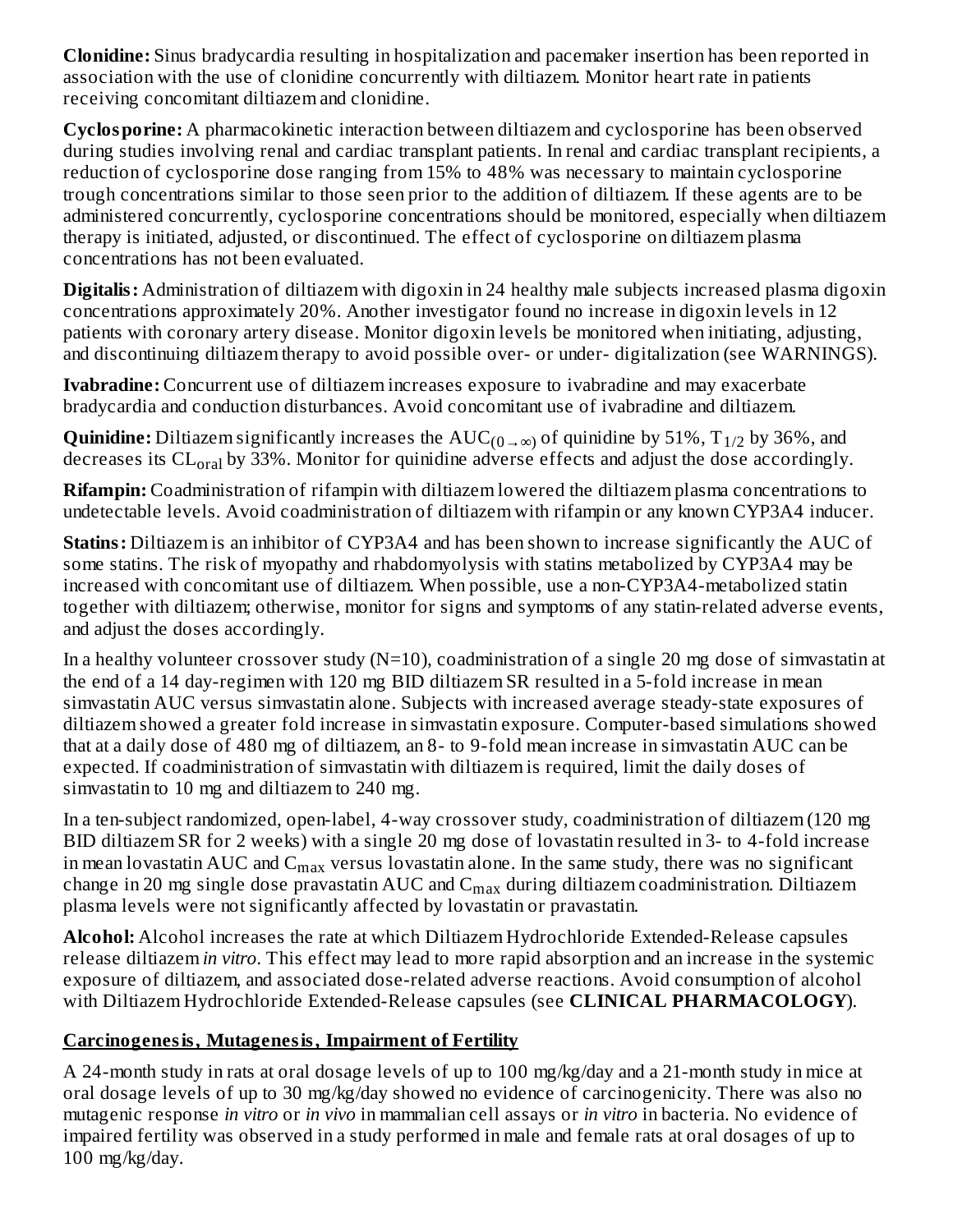**Clonidine:** Sinus bradycardia resulting in hospitalization and pacemaker insertion has been reported in association with the use of clonidine concurrently with diltiazem. Monitor heart rate in patients receiving concomitant diltiazem and clonidine.

**Cyclosporine:** A pharmacokinetic interaction between diltiazem and cyclosporine has been observed during studies involving renal and cardiac transplant patients. In renal and cardiac transplant recipients, a reduction of cyclosporine dose ranging from 15% to 48% was necessary to maintain cyclosporine trough concentrations similar to those seen prior to the addition of diltiazem. If these agents are to be administered concurrently, cyclosporine concentrations should be monitored, especially when diltiazem therapy is initiated, adjusted, or discontinued. The effect of cyclosporine on diltiazem plasma concentrations has not been evaluated.

**Digitalis:** Administration of diltiazem with digoxin in 24 healthy male subjects increased plasma digoxin concentrations approximately 20%. Another investigator found no increase in digoxin levels in 12 patients with coronary artery disease. Monitor digoxin levels be monitored when initiating, adjusting, and discontinuing diltiazem therapy to avoid possible over- or under- digitalization (see WARNINGS).

**Ivabradine:** Concurrent use of diltiazem increases exposure to ivabradine and may exacerbate bradycardia and conduction disturbances. Avoid concomitant use of ivabradine and diltiazem.

**Quinidine:** Diltiazem significantly increases the $AUC_{(0\rightarrow\infty)}$ of quinidine by 51%, $T_{1/2}$ by 36%, and decreases its $CL_{oral}$ by 33%. Monitor for quinidine adverse effects and adjust the dose accordingly.

**Rifampin:** Coadministration of rifampin with diltiazem lowered the diltiazem plasma concentrations to undetectable levels. Avoid coadministration of diltiazem with rifampin or any known CYP3A4 inducer.

**Statins:** Diltiazem is an inhibitor of CYP3A4 and has been shown to increase significantly the AUC of some statins. The risk of myopathy and rhabdomyolysis with statins metabolized by CYP3A4 may be increased with concomitant use of diltiazem. When possible, use a non-CYP3A4-metabolized statin together with diltiazem; otherwise, monitor for signs and symptoms of any statin-related adverse events, and adjust the doses accordingly.

In a healthy volunteer crossover study (N=10), coadministration of a single 20 mg dose of simvastatin at the end of a 14 day-regimen with 120 mg BID diltiazem SR resulted in a 5-fold increase in mean simvastatin AUC versus simvastatin alone. Subjects with increased average steady-state exposures of diltiazem showed a greater fold increase in simvastatin exposure. Computer-based simulations showed that at a daily dose of 480 mg of diltiazem, an 8- to 9-fold mean increase in simvastatin AUC can be expected. If coadministration of simvastatin with diltiazem is required, limit the daily doses of simvastatin to 10 mg and diltiazem to 240 mg.

In a ten-subject randomized, open-label, 4-way crossover study, coadministration of diltiazem (120 mg BID diltiazem SR for 2 weeks) with a single 20 mg dose of lovastatin resulted in 3- to 4-fold increase in mean lovastatin AUC and $C_{max}$ versus lovastatin alone. In the same study, there was no significant change in 20 mg single dose pravastatin AUC and $C_{max}$ during diltiazem coadministration. Diltiazem plasma levels were not significantly affected by lovastatin or pravastatin.

**Alcohol:** Alcohol increases the rate at which Diltiazem Hydrochloride Extended-Release capsules release diltiazem *in vitro*. This effect may lead to more rapid absorption and an increase in the systemic exposure of diltiazem, and associated dose-related adverse reactions. Avoid consumption of alcohol with Diltiazem Hydrochloride Extended-Release capsules (see **CLINICAL PHARMACOLOGY**).

## Carcinogenesis, Mutagenesis, Impairment of Fertility

A 24-month study in rats at oral dosage levels of up to 100 mg/kg/day and a 21-month study in mice at oral dosage levels of up to 30 mg/kg/day showed no evidence of carcinogenicity. There was also no mutagenic response *in vitro* or *in vivo* in mammalian cell assays or *in vitro* in bacteria. No evidence of impaired fertility was observed in a study performed in male and female rats at oral dosages of up to 100 mg/kg/day.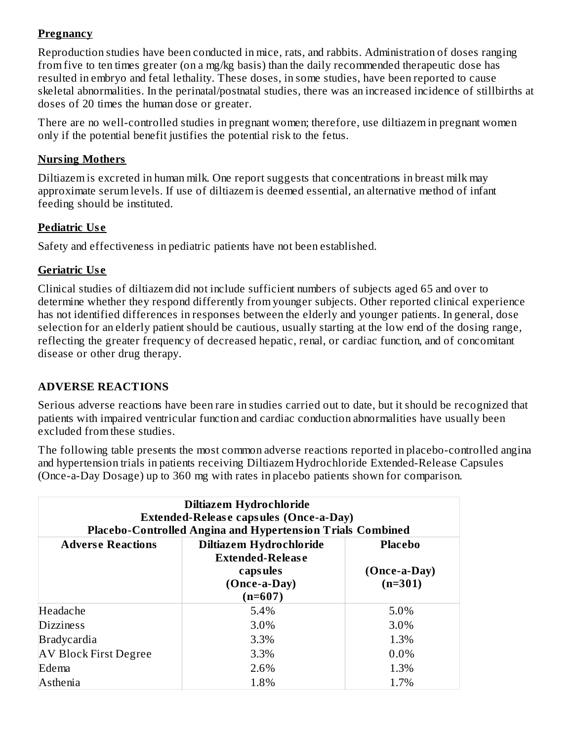**Pregnancy**

Reproduction studies have been conducted in mice, rats, and rabbits. Administration of doses ranging from five to ten times greater (on a mg/kg basis) than the daily recommended therapeutic dose has resulted in embryo and fetal lethality. These doses, in some studies, have been reported to cause skeletal abnormalities. In the perinatal/postnatal studies, there was an increased incidence of stillbirths at doses of 20 times the human dose or greater.

There are no well-controlled studies in pregnant women; therefore, use diltiazem in pregnant women only if the potential benefit justifies the potential risk to the fetus.

**Nursing Mothers**

Diltiazem is excreted in human milk. One report suggests that concentrations in breast milk may approximate serum levels. If use of diltiazem is deemed essential, an alternative method of infant feeding should be instituted.

**Pediatric Use**

Safety and effectiveness in pediatric patients have not been established.

**Geriatric Use**

Clinical studies of diltiazem did not include sufficient numbers of subjects aged 65 and over to determine whether they respond differently from younger subjects. Other reported clinical experience has not identified differences in responses between the elderly and younger patients. In general, dose selection for an elderly patient should be cautious, usually starting at the low end of the dosing range, reflecting the greater frequency of decreased hepatic, renal, or cardiac function, and of concomitant disease or other drug therapy.

## ADVERSE REACTIONS

Serious adverse reactions have been rare in studies carried out to date, but it should be recognized that patients with impaired ventricular function and cardiac conduction abnormalities have usually been excluded from these studies.

The following table presents the most common adverse reactions reported in placebo-controlled angina and hypertension trials in patients receiving Diltiazem Hydrochloride Extended-Release Capsules (Once-a-Day Dosage) up to 360 mg with rates in placebo patients shown for comparison.

| Diltiazem Hydrochloride Extended-Release capsules (Once-a-Day) Placebo-Controlled Angina and Hypertension Trials Combined | | |
|---|---|---|
| **Adverse Reactions** | **Diltiazem Hydrochloride Extended-Release capsules (Once-a-Day) (n=607)** | **Placebo (Once-a-Day) (n=301)** |
| Headache | 5.4% | 5.0% |
| Dizziness | 3.0% | 3.0% |
| Bradycardia | 3.3% | 1.3% |
| AV Block First Degree | 3.3% | 0.0% |
| Edema | 2.6% | 1.3% |
| Asthenia | 1.8% | 1.7% |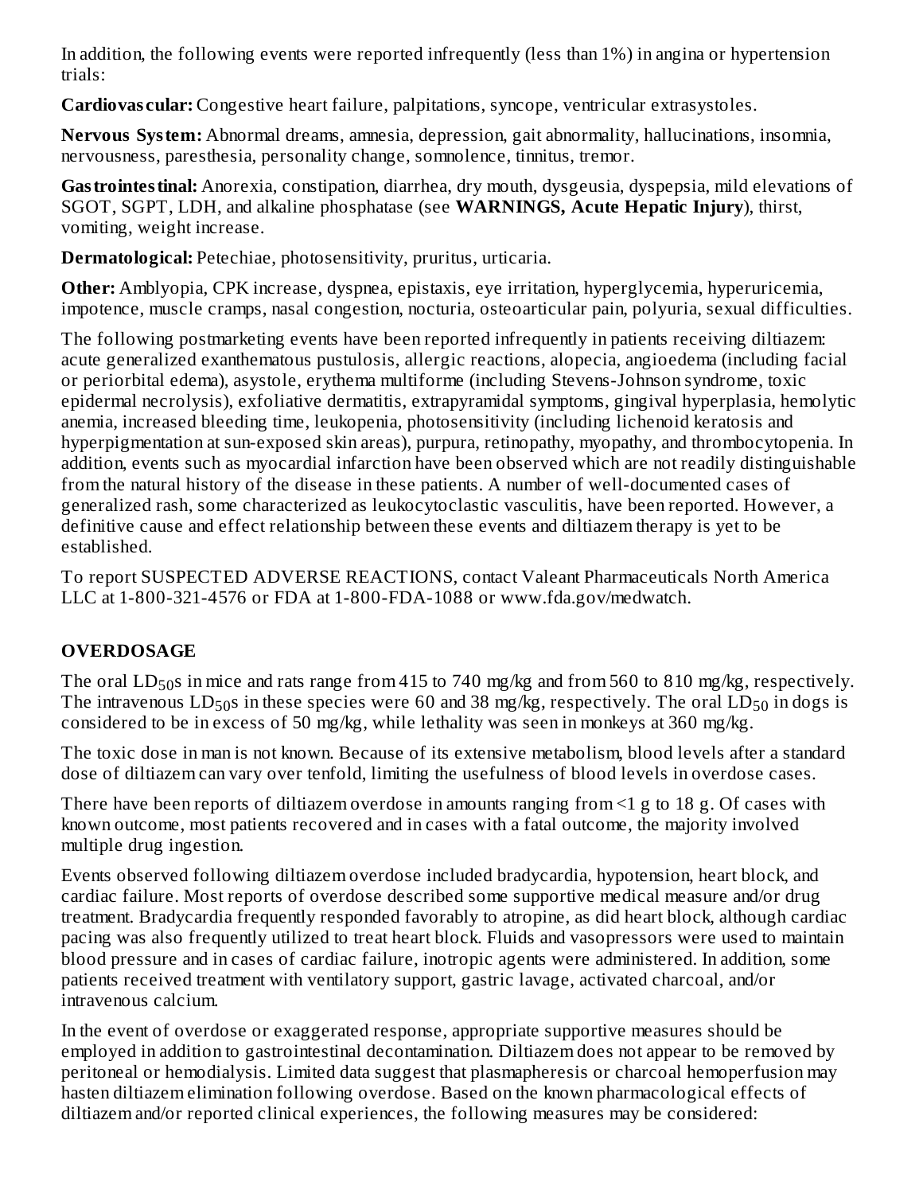In addition, the following events were reported infrequently (less than 1%) in angina or hypertension trials:

**Cardiovascular:** Congestive heart failure, palpitations, syncope, ventricular extrasystoles.

**Nervous System:** Abnormal dreams, amnesia, depression, gait abnormality, hallucinations, insomnia, nervousness, paresthesia, personality change, somnolence, tinnitus, tremor.

**Gastrointestinal:** Anorexia, constipation, diarrhea, dry mouth, dysgeusia, dyspepsia, mild elevations of SGOT, SGPT, LDH, and alkaline phosphatase (see **WARNINGS, Acute Hepatic Injury**), thirst, vomiting, weight increase.

**Dermatological:** Petechiae, photosensitivity, pruritus, urticaria.

**Other:** Amblyopia, CPK increase, dyspnea, epistaxis, eye irritation, hyperglycemia, hyperuricemia, impotence, muscle cramps, nasal congestion, nocturia, osteoarticular pain, polyuria, sexual difficulties.

The following postmarketing events have been reported infrequently in patients receiving diltiazem: acute generalized exanthematous pustulosis, allergic reactions, alopecia, angioedema (including facial or periorbital edema), asystole, erythema multiforme (including Stevens-Johnson syndrome, toxic epidermal necrolysis), exfoliative dermatitis, extrapyramidal symptoms, gingival hyperplasia, hemolytic anemia, increased bleeding time, leukopenia, photosensitivity (including lichenoid keratosis and hyperpigmentation at sun-exposed skin areas), purpura, retinopathy, myopathy, and thrombocytopenia. In addition, events such as myocardial infarction have been observed which are not readily distinguishable from the natural history of the disease in these patients. A number of well-documented cases of generalized rash, some characterized as leukocytoclastic vasculitis, have been reported. However, a definitive cause and effect relationship between these events and diltiazem therapy is yet to be established.

To report SUSPECTED ADVERSE REACTIONS, contact Valeant Pharmaceuticals North America LLC at 1-800-321-4576 or FDA at 1-800-FDA-1088 or www.fda.gov/medwatch.

## OVERDOSAGE

The oral $LD_{50}$s in mice and rats range from 415 to 740 mg/kg and from 560 to 810 mg/kg, respectively. The intravenous $LD_{50}$s in these species were 60 and 38 mg/kg, respectively. The oral $LD_{50}$ in dogs is considered to be in excess of 50 mg/kg, while lethality was seen in monkeys at 360 mg/kg.

The toxic dose in man is not known. Because of its extensive metabolism, blood levels after a standard dose of diltiazem can vary over tenfold, limiting the usefulness of blood levels in overdose cases.

There have been reports of diltiazem overdose in amounts ranging from <1 g to 18 g. Of cases with known outcome, most patients recovered and in cases with a fatal outcome, the majority involved multiple drug ingestion.

Events observed following diltiazem overdose included bradycardia, hypotension, heart block, and cardiac failure. Most reports of overdose described some supportive medical measure and/or drug treatment. Bradycardia frequently responded favorably to atropine, as did heart block, although cardiac pacing was also frequently utilized to treat heart block. Fluids and vasopressors were used to maintain blood pressure and in cases of cardiac failure, inotropic agents were administered. In addition, some patients received treatment with ventilatory support, gastric lavage, activated charcoal, and/or intravenous calcium.

In the event of overdose or exaggerated response, appropriate supportive measures should be employed in addition to gastrointestinal decontamination. Diltiazem does not appear to be removed by peritoneal or hemodialysis. Limited data suggest that plasmapheresis or charcoal hemoperfusion may hasten diltiazem elimination following overdose. Based on the known pharmacological effects of diltiazem and/or reported clinical experiences, the following measures may be considered: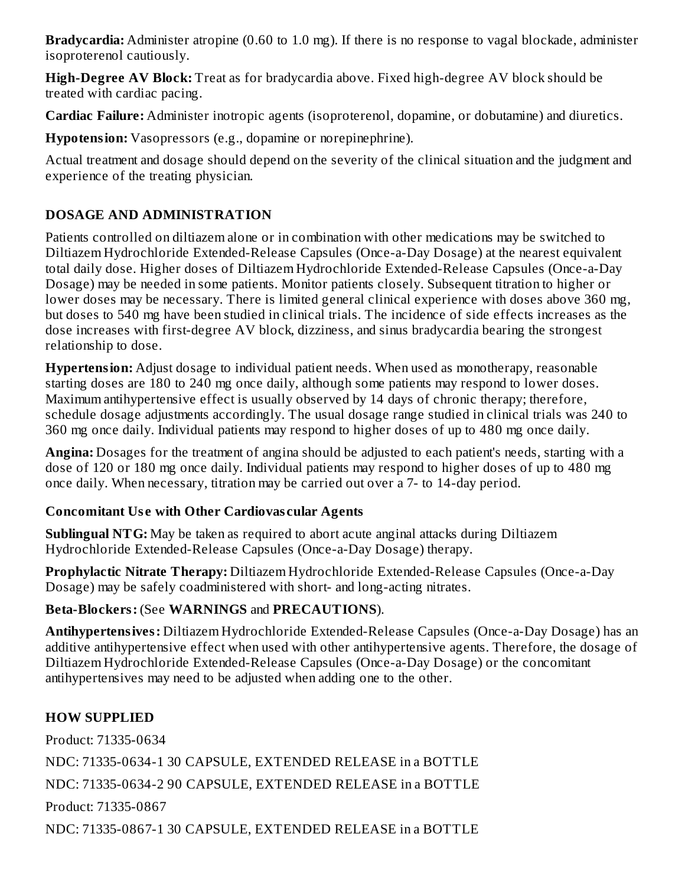**Bradycardia:** Administer atropine (0.60 to 1.0 mg). If there is no response to vagal blockade, administer isoproterenol cautiously.

**High-Degree AV Block:** Treat as for bradycardia above. Fixed high-degree AV block should be treated with cardiac pacing.

**Cardiac Failure:** Administer inotropic agents (isoproterenol, dopamine, or dobutamine) and diuretics.

**Hypotension:** Vasopressors (e.g., dopamine or norepinephrine).

Actual treatment and dosage should depend on the severity of the clinical situation and the judgment and experience of the treating physician.

## DOSAGE AND ADMINISTRATION

Patients controlled on diltiazem alone or in combination with other medications may be switched to Diltiazem Hydrochloride Extended-Release Capsules (Once-a-Day Dosage) at the nearest equivalent total daily dose. Higher doses of Diltiazem Hydrochloride Extended-Release Capsules (Once-a-Day Dosage) may be needed in some patients. Monitor patients closely. Subsequent titration to higher or lower doses may be necessary. There is limited general clinical experience with doses above 360 mg, but doses to 540 mg have been studied in clinical trials. The incidence of side effects increases as the dose increases with first-degree AV block, dizziness, and sinus bradycardia bearing the strongest relationship to dose.

**Hypertension:** Adjust dosage to individual patient needs. When used as monotherapy, reasonable starting doses are 180 to 240 mg once daily, although some patients may respond to lower doses. Maximum antihypertensive effect is usually observed by 14 days of chronic therapy; therefore, schedule dosage adjustments accordingly. The usual dosage range studied in clinical trials was 240 to 360 mg once daily. Individual patients may respond to higher doses of up to 480 mg once daily.

**Angina:** Dosages for the treatment of angina should be adjusted to each patient's needs, starting with a dose of 120 or 180 mg once daily. Individual patients may respond to higher doses of up to 480 mg once daily. When necessary, titration may be carried out over a 7- to 14-day period.

### Concomitant Use with Other Cardiovascular Agents

**Sublingual NTG:** May be taken as required to abort acute anginal attacks during Diltiazem Hydrochloride Extended-Release Capsules (Once-a-Day Dosage) therapy.

**Prophylactic Nitrate Therapy:** Diltiazem Hydrochloride Extended-Release Capsules (Once-a-Day Dosage) may be safely coadministered with short- and long-acting nitrates.

**Beta-Blockers:** (See **WARNINGS** and **PRECAUTIONS**).

**Antihypertensives:** Diltiazem Hydrochloride Extended-Release Capsules (Once-a-Day Dosage) has an additive antihypertensive effect when used with other antihypertensive agents. Therefore, the dosage of Diltiazem Hydrochloride Extended-Release Capsules (Once-a-Day Dosage) or the concomitant antihypertensives may need to be adjusted when adding one to the other.

## HOW SUPPLIED

Product: 71335-0634

NDC: 71335-0634-1 30 CAPSULE, EXTENDED RELEASE in a BOTTLE

NDC: 71335-0634-2 90 CAPSULE, EXTENDED RELEASE in a BOTTLE

Product: 71335-0867

NDC: 71335-0867-1 30 CAPSULE, EXTENDED RELEASE in a BOTTLE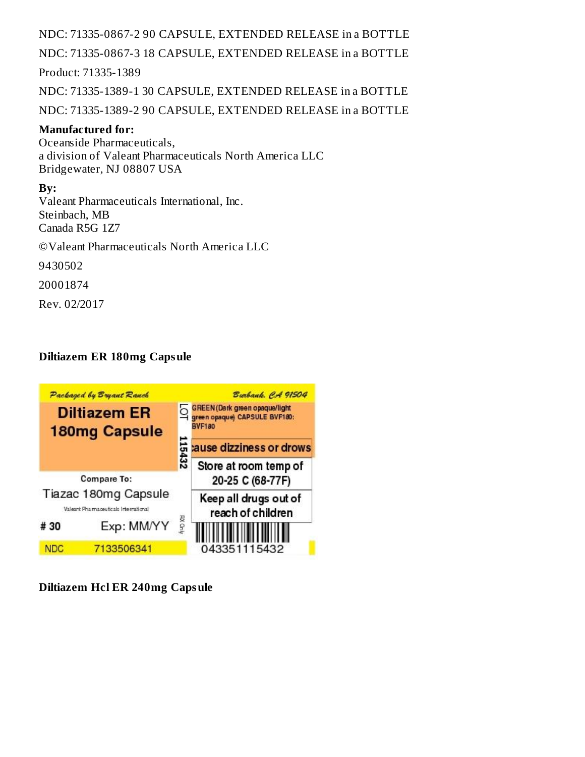NDC: 71335-0867-2 90 CAPSULE, EXTENDED RELEASE in a BOTTLE

NDC: 71335-0867-3 18 CAPSULE, EXTENDED RELEASE in a BOTTLE

Product: 71335-1389

NDC: 71335-1389-1 30 CAPSULE, EXTENDED RELEASE in a BOTTLE

NDC: 71335-1389-2 90 CAPSULE, EXTENDED RELEASE in a BOTTLE

**Manufactured for:**
Oceanside Pharmaceuticals,
a division of Valeant Pharmaceuticals North America LLC
Bridgewater, NJ 08807 USA

**By:**
Valeant Pharmaceuticals International, Inc.
Steinbach, MB
Canada R5G 1Z7

©Valeant Pharmaceuticals North America LLC

9430502

20001874

Rev. 02/2017

**Diltiazem ER 180mg Capsule**

Packaged by Bryant Ranch

Burbank, CA 91504

Diltiazem ER 180mg Capsule

LOT 115432

GREEN (Dark green opaque/light green opaque) CAPSULE BVF180: BVF180

cause dizziness or drows

Store at room temp of 20-25 C (68-77F)

Keep all drugs out of reach of children

Compare To: Tiazac 180mg Capsule

Valeant Pharmaceuticals International

# 30 Exp: MM/YY

RX Only

NDC 7133506341

043351115432

**Diltiazem Hcl ER 240mg Capsule**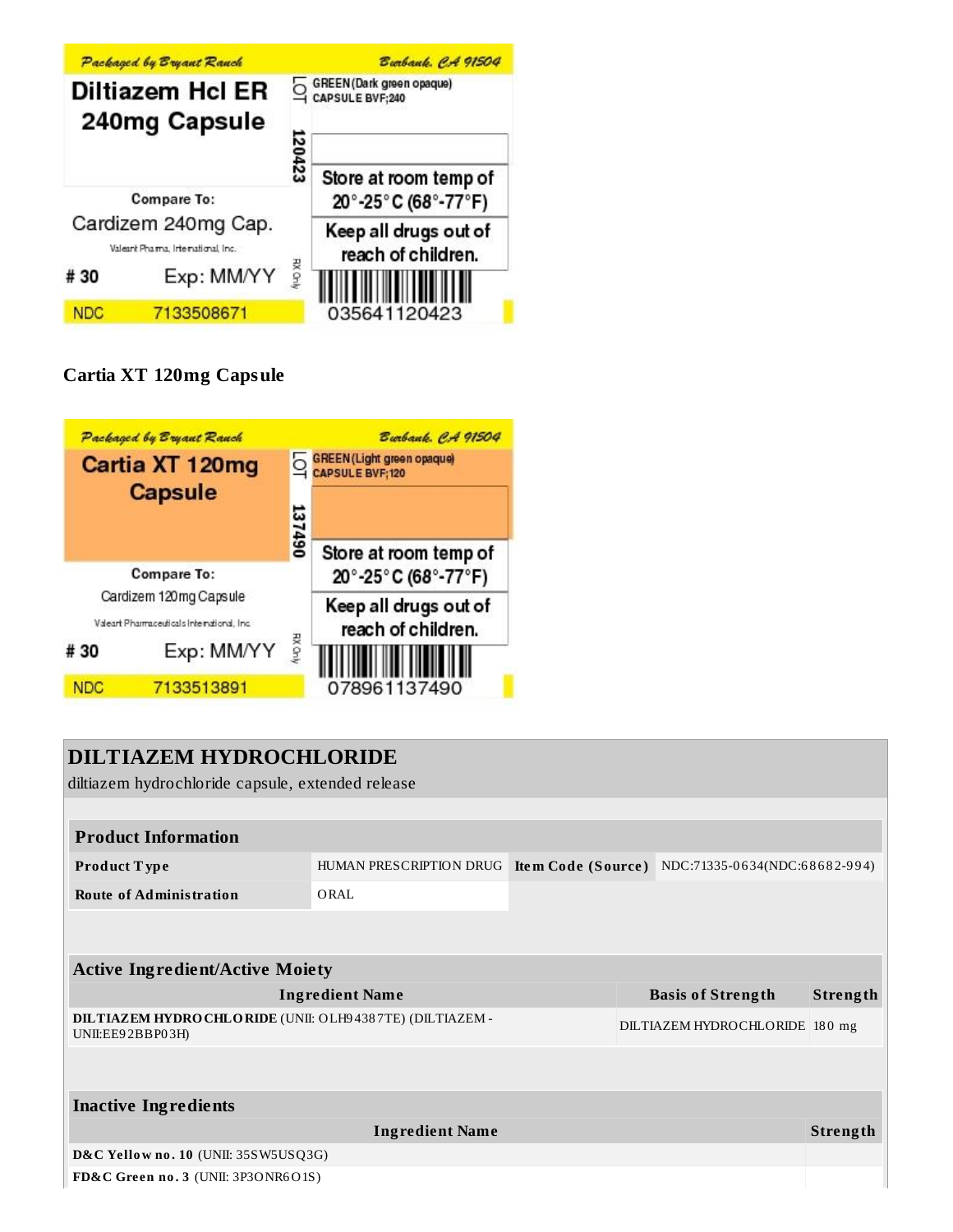Packaged by Bryant Ranch — Burbank, CA 91504

**Diltiazem Hcl ER 240mg Capsule**

LOT 120423

GREEN (Dark green opaque) CAPSULE BVF;240

Store at room temp of 20°-25°C (68°-77°F)

Keep all drugs out of reach of children.

Compare To: Cardizem 240mg Cap. Valeant Pharma. International, Inc.

# 30 Exp: MM/YY

RX Only

NDC 7133508671

035641120423

**Cartia XT 120mg Capsule**

Packaged by Bryant Ranch — Burbank, CA 91504

**Cartia XT 120mg Capsule**

LOT 137490

GREEN (Light green opaque) CAPSULE BVF;120

Store at room temp of 20°-25°C (68°-77°F)

Keep all drugs out of reach of children.

Compare To: Cardizem 120mg Capsule Valeant Pharmaceuticals International, Inc.

# 30 Exp: MM/YY

RX Only

NDC 7133513891

078961137490

## DILTIAZEM HYDROCHLORIDE

diltiazem hydrochloride capsule, extended release

| Product Information | | | |
|---|---|---|---|
| **Product Type** | HUMAN PRESCRIPTION DRUG | **Item Code (Source)** | NDC:71335-0634(NDC:68682-994) |
| **Route of Administration** | ORAL | | |

| Active Ingredient/Active Moiety | | |
|---|---|---|
| **Ingredient Name** | **Basis of Strength** | **Strength** |
| **DILTIAZEM HYDROCHLORIDE** (UNII: OLH94387TE) (DILTIAZEM - UNII:EE92BBP03H) | DILTIAZEM HYDROCHLORIDE | 180 mg |

| Inactive Ingredients | |
|---|---|
| **Ingredient Name** | **Strength** |
| **D&C Yellow no. 10** (UNII: 35SW5USQ3G) | |
| **FD&C Green no. 3** (UNII: 3P3ONR6O1S) | |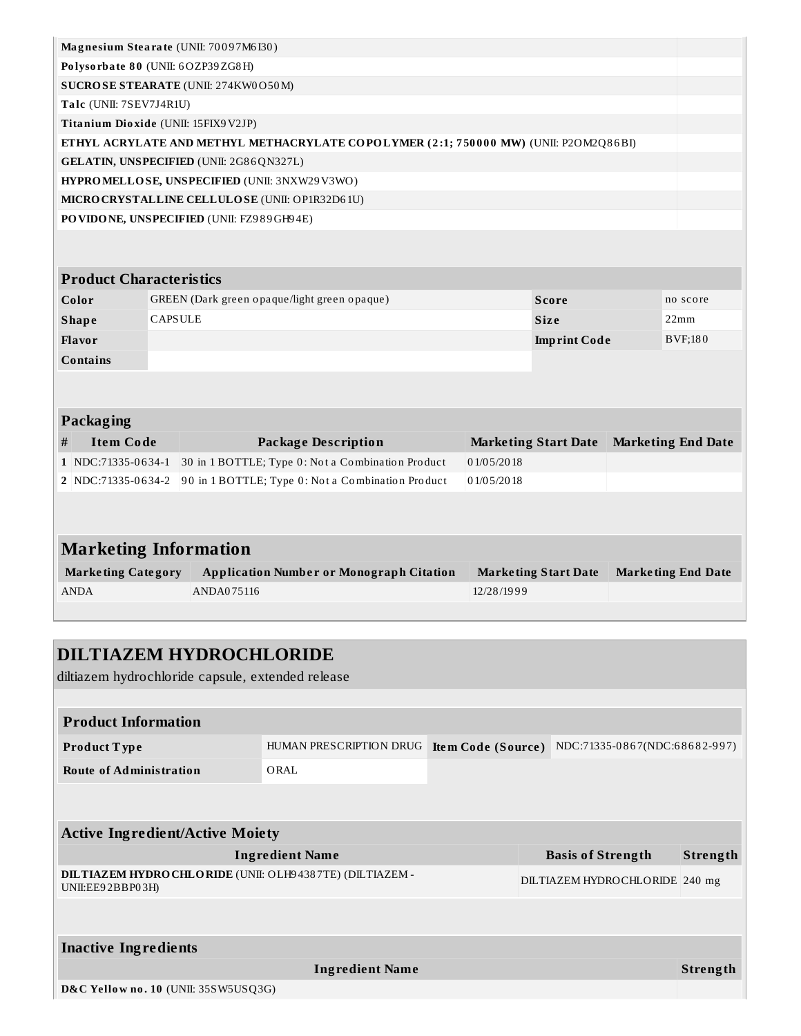| | |
|---|---|
| **Magnesium Stearate** (UNII: 70097M6I30) | |
| **Polysorbate 80** (UNII: 6OZP39ZG8H) | |
| **SUCROSE STEARATE** (UNII: 274KW0O50M) | |
| **Talc** (UNII: 7SEV7J4R1U) | |
| **Titanium Dioxide** (UNII: 15FIX9V2JP) | |
| **ETHYL ACRYLATE AND METHYL METHACRYLATE COPOLYMER (2:1; 750000 MW)** (UNII: P2OM2Q86BI) | |
| **GELATIN, UNSPECIFIED** (UNII: 2G86QN327L) | |
| **HYPROMELLOSE, UNSPECIFIED** (UNII: 3NXW29V3WO) | |
| **MICROCRYSTALLINE CELLULOSE** (UNII: OP1R32D61U) | |
| **POVIDONE, UNSPECIFIED** (UNII: FZ989GH94E) | |

## Product Characteristics

| | | | |
|---|---|---|---|
| **Color** | GREEN (Dark green opaque/light green opaque) | **Score** | no score |
| **Shape** | CAPSULE | **Size** | 22mm |
| **Flavor** | | **Imprint Code** | BVF;180 |
| **Contains** | | | |

## Packaging

| # | Item Code | Package Description | Marketing Start Date | Marketing End Date |
|---|---|---|---|---|
| 1 | NDC:71335-0634-1 | 30 in 1 BOTTLE; Type 0: Not a Combination Product | 01/05/2018 | |
| 2 | NDC:71335-0634-2 | 90 in 1 BOTTLE; Type 0: Not a Combination Product | 01/05/2018 | |

## Marketing Information

| Marketing Category | Application Number or Monograph Citation | Marketing Start Date | Marketing End Date |
|---|---|---|---|
| ANDA | ANDA075116 | 12/28/1999 | |

# DILTIAZEM HYDROCHLORIDE

diltiazem hydrochloride capsule, extended release

## Product Information

| | | | |
|---|---|---|---|
| **Product Type** | HUMAN PRESCRIPTION DRUG | **Item Code (Source)** | NDC:71335-0867(NDC:68682-997) |
| **Route of Administration** | ORAL | | |

## Active Ingredient/Active Moiety

| Ingredient Name | Basis of Strength | Strength |
|---|---|---|
| **DILTIAZEM HYDROCHLORIDE** (UNII: OLH94387TE) (DILTIAZEM - UNII:EE92BBP03H) | DILTIAZEM HYDROCHLORIDE | 240 mg |

## Inactive Ingredients

| Ingredient Name | Strength |
|---|---|
| **D&C Yellow no. 10** (UNII: 35SW5USQ3G) | |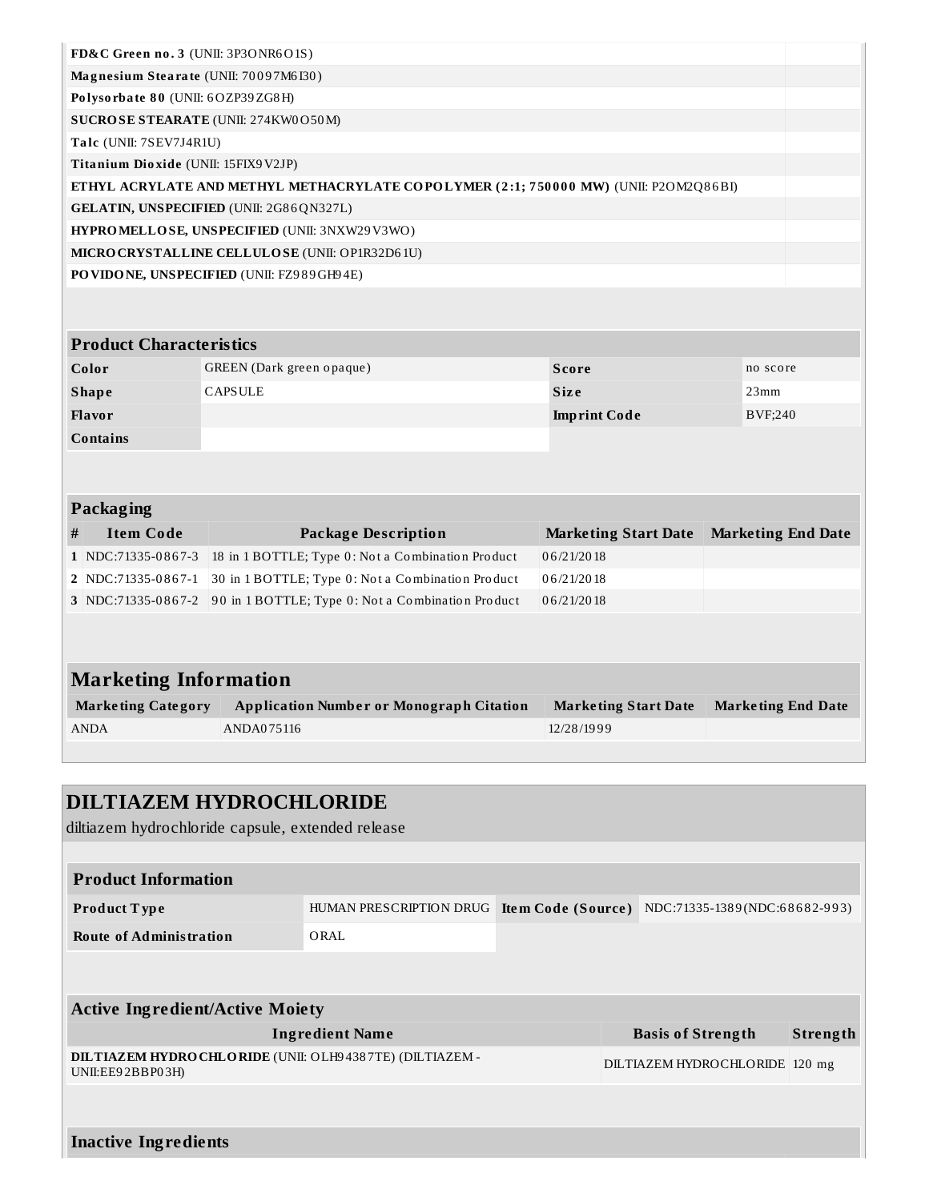| | |
|---|---|
| **FD&C Green no. 3** (UNII: 3P3ONR6O1S) | |
| **Magnesium Stearate** (UNII: 70097M6I30) | |
| **Polysorbate 80** (UNII: 6OZP39ZG8H) | |
| **SUCROSE STEARATE** (UNII: 274KW0O50M) | |
| **Talc** (UNII: 7SEV7J4R1U) | |
| **Titanium Dioxide** (UNII: 15FIX9V2JP) | |
| **ETHYL ACRYLATE AND METHYL METHACRYLATE COPOLYMER (2:1; 750000 MW)** (UNII: P2OM2Q86BI) | |
| **GELATIN, UNSPECIFIED** (UNII: 2G86QN327L) | |
| **HYPROMELLOSE, UNSPECIFIED** (UNII: 3NXW29V3WO) | |
| **MICROCRYSTALLINE CELLULOSE** (UNII: OP1R32D61U) | |
| **POVIDONE, UNSPECIFIED** (UNII: FZ989GH94E) | |

| **Product Characteristics** | | | |
|---|---|---|---|
| **Color** | GREEN (Dark green opaque) | **Score** | no score |
| **Shape** | CAPSULE | **Size** | 23mm |
| **Flavor** | | **Imprint Code** | BVF;240 |
| **Contains** | | | |

**Packaging**

| # | Item Code | Package Description | Marketing Start Date | Marketing End Date |
|---|---|---|---|---|
| 1 | NDC:71335-0867-3 | 18 in 1 BOTTLE; Type 0: Not a Combination Product | 06/21/2018 | |
| 2 | NDC:71335-0867-1 | 30 in 1 BOTTLE; Type 0: Not a Combination Product | 06/21/2018 | |
| 3 | NDC:71335-0867-2 | 90 in 1 BOTTLE; Type 0: Not a Combination Product | 06/21/2018 | |

**Marketing Information**

| Marketing Category | Application Number or Monograph Citation | Marketing Start Date | Marketing End Date |
|---|---|---|---|
| ANDA | ANDA075116 | 12/28/1999 | |

## DILTIAZEM HYDROCHLORIDE

diltiazem hydrochloride capsule, extended release

| **Product Information** | | | |
|---|---|---|---|
| **Product Type** | HUMAN PRESCRIPTION DRUG | **Item Code (Source)** | NDC:71335-1389(NDC:68682-993) |
| **Route of Administration** | ORAL | | |

**Active Ingredient/Active Moiety**

| Ingredient Name | Basis of Strength | Strength |
|---|---|---|
| **DILTIAZEM HYDROCHLORIDE** (UNII: OLH94387TE) (DILTIAZEM - UNII:EE92BBP03H) | DILTIAZEM HYDROCHLORIDE | 120 mg |

**Inactive Ingredients**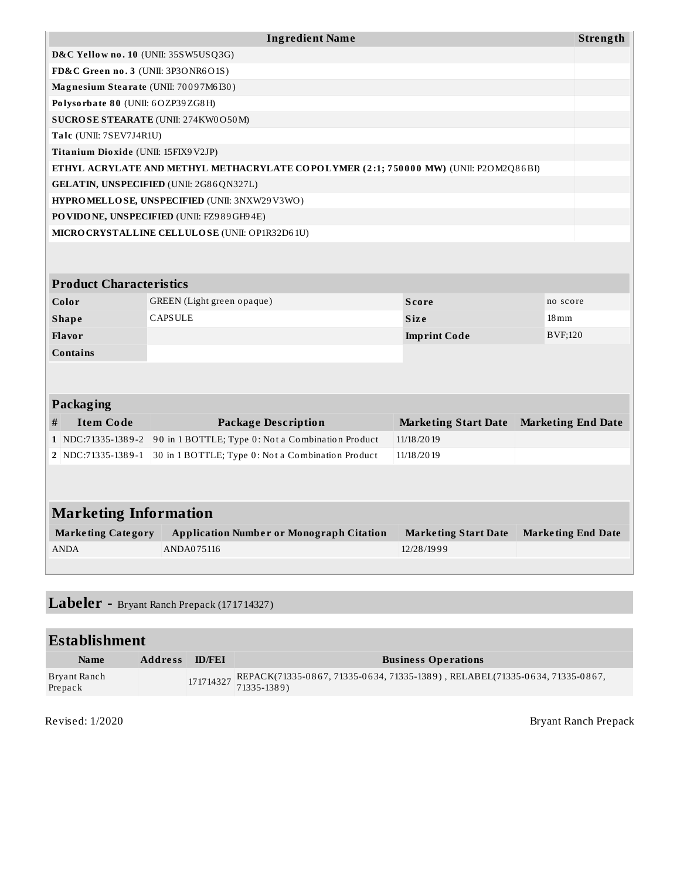| Ingredient Name | Strength |
|---|---|
| **D&C Yellow no. 10** (UNII: 35SW5USQ3G) | |
| **FD&C Green no. 3** (UNII: 3P3ONR6O1S) | |
| **Magnesium Stearate** (UNII: 70097M6I30) | |
| **Polysorbate 80** (UNII: 6OZP39ZG8H) | |
| **SUCROSE STEARATE** (UNII: 274KW0O50M) | |
| **Talc** (UNII: 7SEV7J4R1U) | |
| **Titanium Dioxide** (UNII: 15FIX9V2JP) | |
| **ETHYL ACRYLATE AND METHYL METHACRYLATE COPOLYMER (2:1; 750000 MW)** (UNII: P2OM2Q86BI) | |
| **GELATIN, UNSPECIFIED** (UNII: 2G86QN327L) | |
| **HYPROMELLOSE, UNSPECIFIED** (UNII: 3NXW29V3WO) | |
| **POVIDONE, UNSPECIFIED** (UNII: FZ989GH94E) | |
| **MICROCRYSTALLINE CELLULOSE** (UNII: OP1R32D61U) | |

| Product Characteristics | | | |
|---|---|---|---|
| **Color** | GREEN (Light green opaque) | **Score** | no score |
| **Shape** | CAPSULE | **Size** | 18mm |
| **Flavor** | | **Imprint Code** | BVF;120 |
| **Contains** | | | |

**Packaging**

| # | Item Code | Package Description | Marketing Start Date | Marketing End Date |
|---|---|---|---|---|
| 1 | NDC:71335-1389-2 | 90 in 1 BOTTLE; Type 0: Not a Combination Product | 11/18/2019 | |
| 2 | NDC:71335-1389-1 | 30 in 1 BOTTLE; Type 0: Not a Combination Product | 11/18/2019 | |

## Marketing Information

| Marketing Category | Application Number or Monograph Citation | Marketing Start Date | Marketing End Date |
|---|---|---|---|
| ANDA | ANDA075116 | 12/28/1999 | |

## Labeler - Bryant Ranch Prepack (171714327)

## Establishment

| Name | Address | ID/FEI | Business Operations |
|---|---|---|---|
| Bryant Ranch Prepack | | 171714327 | REPACK(71335-0867, 71335-0634, 71335-1389) , RELABEL(71335-0634, 71335-0867, 71335-1389) |

Revised: 1/2020

Bryant Ranch Prepack